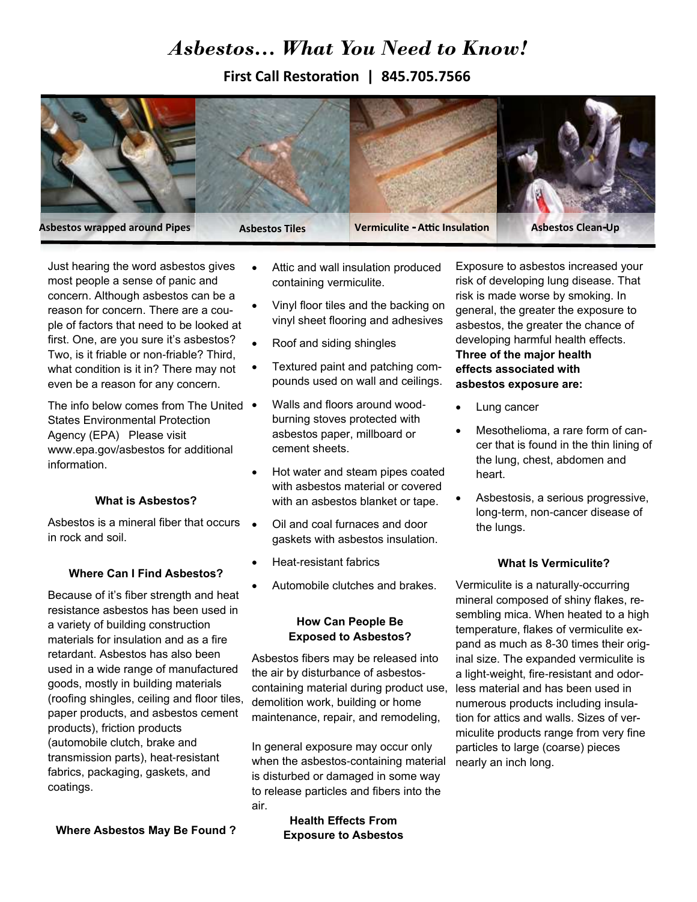# *Asbestos... What You Need to Know!*

**First Call Restoration | 845.705.7566**

Asbestos wrapped around Pipes

Asbestos Tiles

Vermiculite - Attic Insulation

Asbestos Clean-Up

Just hearing the word asbestos gives most people a sense of panic and concern. Although asbestos can be a reason for concern. There are a couple of factors that need to be looked at first. One, are you sure it's asbestos? Two, is it friable or non-friable? Third, what condition is it in? There may not even be a reason for any concern.

The info below comes from The United States Environmental Protection Agency (EPA) Please visit www.epa.gov/asbestos for additional information.

### What is Asbestos?

Asbestos is a mineral fiber that occurs in rock and soil.

### Where Can I Find Asbestos?

Because of it's fiber strength and heat resistance asbestos has been used in a variety of building construction materials for insulation and as a fire retardant. Asbestos has also been used in a wide range of manufactured goods, mostly in building materials (roofing shingles, ceiling and floor tiles, paper products, and asbestos cement products), friction products (automobile clutch, brake and transmission parts), heat-resistant fabrics, packaging, gaskets, and coatings.

### Where Asbestos May Be Found ?

- Attic and wall insulation produced containing vermiculite.
- Vinyl floor tiles and the backing on vinyl sheet flooring and adhesives
- Roof and siding shingles
- Textured paint and patching compounds used on wall and ceilings.
- Walls and floors around wood-burning stoves protected with asbestos paper, millboard or cement sheets.
- Hot water and steam pipes coated with asbestos material or covered with an asbestos blanket or tape.
- Oil and coal furnaces and door gaskets with asbestos insulation.
- Heat-resistant fabrics
- Automobile clutches and brakes.

### How Can People Be Exposed to Asbestos?

Asbestos fibers may be released into the air by disturbance of asbestos-containing material during product use, demolition work, building or home maintenance, repair, and remodeling,

In general exposure may occur only when the asbestos-containing material is disturbed or damaged in some way to release particles and fibers into the air.

### Health Effects From Exposure to Asbestos

Exposure to asbestos increased your risk of developing lung disease. That risk is made worse by smoking. In general, the greater the exposure to asbestos, the greater the chance of developing harmful health effects. **Three of the major health effects associated with asbestos exposure are:**

- Lung cancer
- Mesothelioma, a rare form of cancer that is found in the thin lining of the lung, chest, abdomen and heart.
- Asbestosis, a serious progressive, long-term, non-cancer disease of the lungs.

### What Is Vermiculite?

Vermiculite is a naturally-occurring mineral composed of shiny flakes, resembling mica. When heated to a high temperature, flakes of vermiculite expand as much as 8-30 times their original size. The expanded vermiculite is a light-weight, fire-resistant and odorless material and has been used in numerous products including insulation for attics and walls. Sizes of vermiculite products range from very fine particles to large (coarse) pieces nearly an inch long.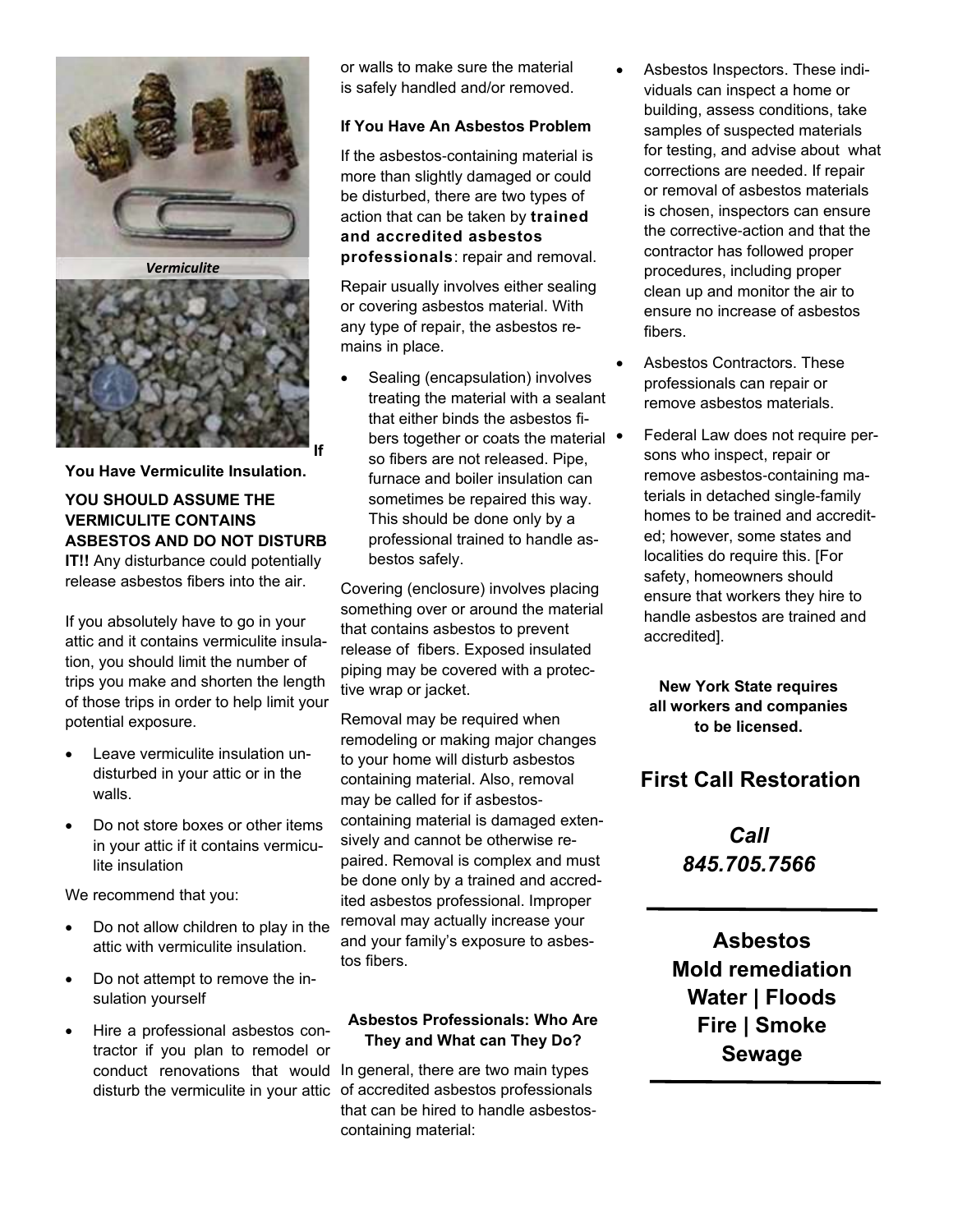*Vermiculite*

**If You Have Vermiculite Insulation.**

**YOU SHOULD ASSUME THE VERMICULITE CONTAINS ASBESTOS AND DO NOT DISTURB IT!!** Any disturbance could potentially release asbestos fibers into the air.

If you absolutely have to go in your attic and it contains vermiculite insulation, you should limit the number of trips you make and shorten the length of those trips in order to help limit your potential exposure.

- Leave vermiculite insulation undisturbed in your attic or in the walls.
- Do not store boxes or other items in your attic if it contains vermiculite insulation

We recommend that you:

- Do not allow children to play in the attic with vermiculite insulation.
- Do not attempt to remove the insulation yourself
- Hire a professional asbestos contractor if you plan to remodel or conduct renovations that would disturb the vermiculite in your attic or walls to make sure the material is safely handled and/or removed.

**If You Have An Asbestos Problem**

If the asbestos-containing material is more than slightly damaged or could be disturbed, there are two types of action that can be taken by **trained and accredited asbestos professionals**: repair and removal.

Repair usually involves either sealing or covering asbestos material. With any type of repair, the asbestos remains in place.

- Sealing (encapsulation) involves treating the material with a sealant that either binds the asbestos fibers together or coats the material so fibers are not released. Pipe, furnace and boiler insulation can sometimes be repaired this way. This should be done only by a professional trained to handle asbestos safely.

Covering (enclosure) involves placing something over or around the material that contains asbestos to prevent release of fibers. Exposed insulated piping may be covered with a protective wrap or jacket.

Removal may be required when remodeling or making major changes to your home will disturb asbestos containing material. Also, removal may be called for if asbestos-containing material is damaged extensively and cannot be otherwise repaired. Removal is complex and must be done only by a trained and accredited asbestos professional. Improper removal may actually increase your and your family's exposure to asbestos fibers.

**Asbestos Professionals: Who Are They and What can They Do?**

In general, there are two main types of accredited asbestos professionals that can be hired to handle asbestos-containing material:

- Asbestos Inspectors. These individuals can inspect a home or building, assess conditions, take samples of suspected materials for testing, and advise about what corrections are needed. If repair or removal of asbestos materials is chosen, inspectors can ensure the corrective-action and that the contractor has followed proper procedures, including proper clean up and monitor the air to ensure no increase of asbestos fibers.
- Asbestos Contractors. These professionals can repair or remove asbestos materials.
- Federal Law does not require persons who inspect, repair or remove asbestos-containing materials in detached single-family homes to be trained and accredited; however, some states and localities do require this. [For safety, homeowners should ensure that workers they hire to handle asbestos are trained and accredited].

**New York State requires all workers and companies to be licensed.**

## First Call Restoration

***Call***
***845.705.7566***

**Asbestos**
**Mold remediation**
**Water | Floods**
**Fire | Smoke**
**Sewage**